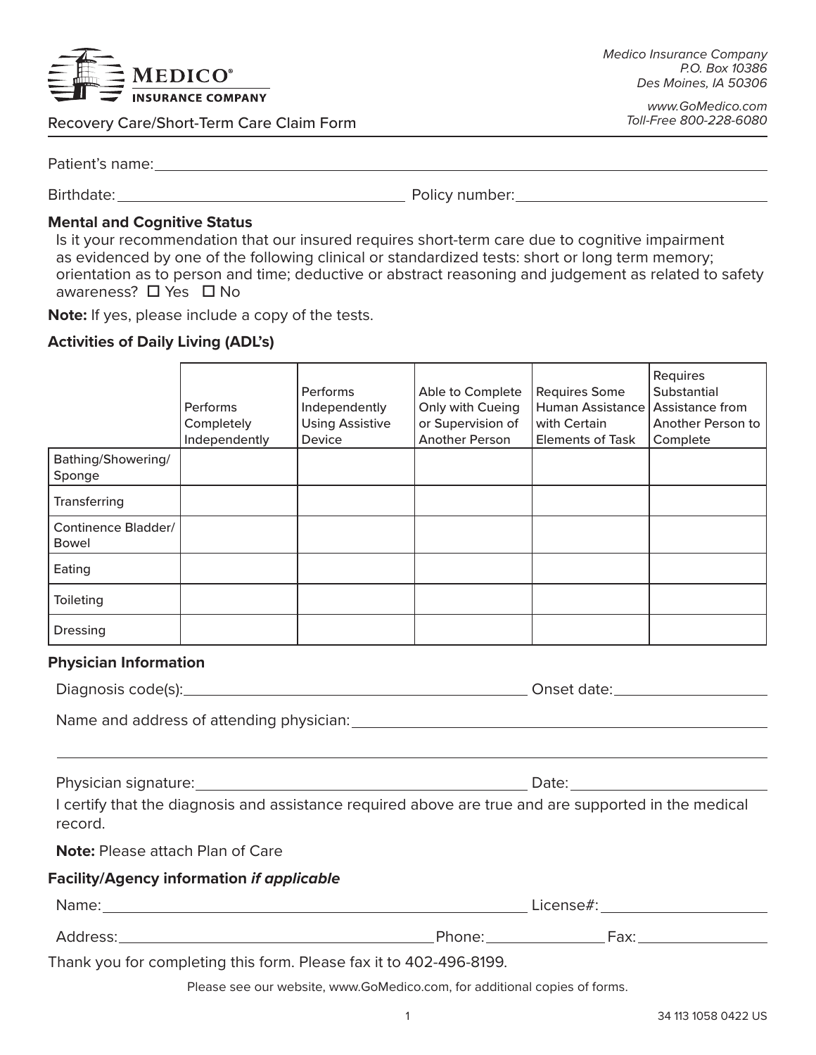Medico Insurance Company
P.O. Box 10386
Des Moines, IA 50306

www.GoMedico.com
Toll-Free 800-228-6080

**MEDICO® INSURANCE COMPANY**

# Recovery Care/Short-Term Care Claim Form

Patient's name: ______________________________

Birthdate: ______________________ Policy number: ______________________

### Mental and Cognitive Status

Is it your recommendation that our insured requires short-term care due to cognitive impairment as evidenced by one of the following clinical or standardized tests: short or long term memory; orientation as to person and time; deductive or abstract reasoning and judgement as related to safety awareness? ☐ Yes ☐ No

**Note:** If yes, please include a copy of the tests.

### Activities of Daily Living (ADL's)

| | Performs Completely Independently | Performs Independently Using Assistive Device | Able to Complete Only with Cueing or Supervision of Another Person | Requires Some Human Assistance with Certain Elements of Task | Requires Substantial Assistance from Another Person to Complete |
|---|---|---|---|---|---|
| Bathing/Showering/ Sponge | | | | | |
| Transferring | | | | | |
| Continence Bladder/ Bowel | | | | | |
| Eating | | | | | |
| Toileting | | | | | |
| Dressing | | | | | |

### Physician Information

Diagnosis code(s): ______________________ Onset date: ______________

Name and address of attending physician: ______________________________

______________________________

Physician signature: ______________________ Date: ______________

I certify that the diagnosis and assistance required above are true and are supported in the medical record.

**Note:** Please attach Plan of Care

### Facility/Agency information *if applicable*

Name: ______________________ License#: ______________

Address: ______________________ Phone: ______________ Fax: ______________

Thank you for completing this form. Please fax it to 402-496-8199.

Please see our website, www.GoMedico.com, for additional copies of forms.

34 113 1058 0422 US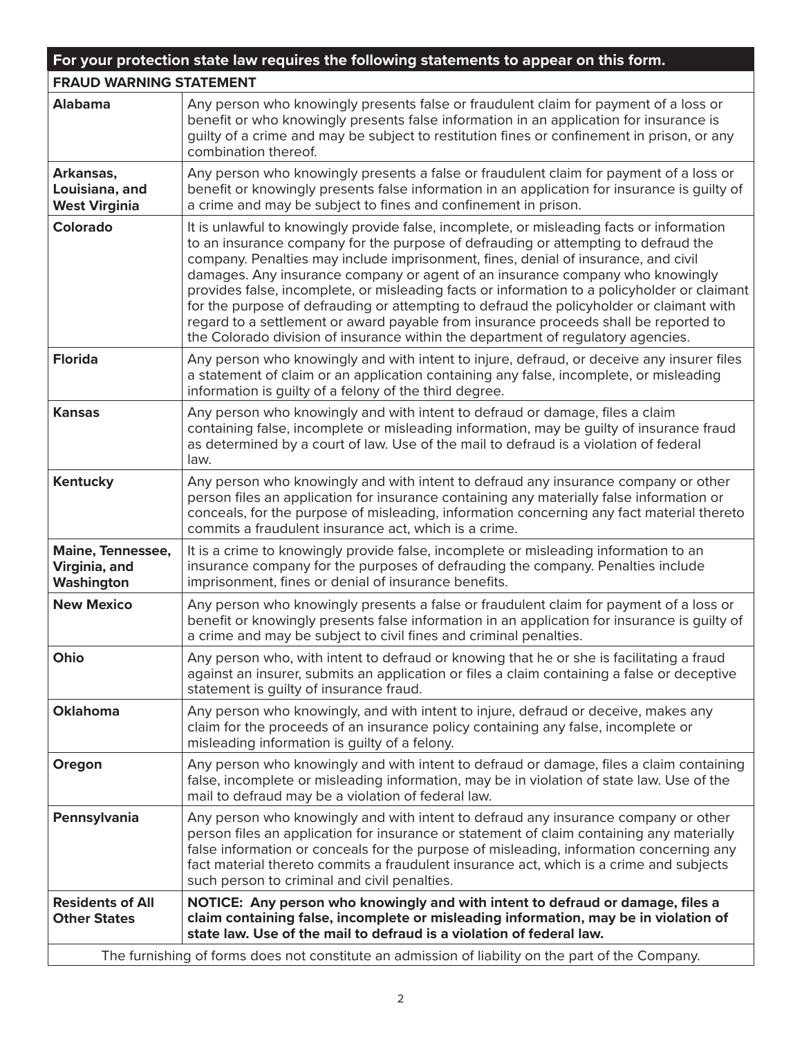**For your protection state law requires the following statements to appear on this form.**

| **FRAUD WARNING STATEMENT** | |
|---|---|
| **Alabama** | Any person who knowingly presents false or fraudulent claim for payment of a loss or benefit or who knowingly presents false information in an application for insurance is guilty of a crime and may be subject to restitution fines or confinement in prison, or any combination thereof. |
| **Arkansas, Louisiana, and West Virginia** | Any person who knowingly presents a false or fraudulent claim for payment of a loss or benefit or knowingly presents false information in an application for insurance is guilty of a crime and may be subject to fines and confinement in prison. |
| **Colorado** | It is unlawful to knowingly provide false, incomplete, or misleading facts or information to an insurance company for the purpose of defrauding or attempting to defraud the company. Penalties may include imprisonment, fines, denial of insurance, and civil damages. Any insurance company or agent of an insurance company who knowingly provides false, incomplete, or misleading facts or information to a policyholder or claimant for the purpose of defrauding or attempting to defraud the policyholder or claimant with regard to a settlement or award payable from insurance proceeds shall be reported to the Colorado division of insurance within the department of regulatory agencies. |
| **Florida** | Any person who knowingly and with intent to injure, defraud, or deceive any insurer files a statement of claim or an application containing any false, incomplete, or misleading information is guilty of a felony of the third degree. |
| **Kansas** | Any person who knowingly and with intent to defraud or damage, files a claim containing false, incomplete or misleading information, may be guilty of insurance fraud as determined by a court of law. Use of the mail to defraud is a violation of federal law. |
| **Kentucky** | Any person who knowingly and with intent to defraud any insurance company or other person files an application for insurance containing any materially false information or conceals, for the purpose of misleading, information concerning any fact material thereto commits a fraudulent insurance act, which is a crime. |
| **Maine, Tennessee, Virginia, and Washington** | It is a crime to knowingly provide false, incomplete or misleading information to an insurance company for the purposes of defrauding the company. Penalties include imprisonment, fines or denial of insurance benefits. |
| **New Mexico** | Any person who knowingly presents a false or fraudulent claim for payment of a loss or benefit or knowingly presents false information in an application for insurance is guilty of a crime and may be subject to civil fines and criminal penalties. |
| **Ohio** | Any person who, with intent to defraud or knowing that he or she is facilitating a fraud against an insurer, submits an application or files a claim containing a false or deceptive statement is guilty of insurance fraud. |
| **Oklahoma** | Any person who knowingly, and with intent to injure, defraud or deceive, makes any claim for the proceeds of an insurance policy containing any false, incomplete or misleading information is guilty of a felony. |
| **Oregon** | Any person who knowingly and with intent to defraud or damage, files a claim containing false, incomplete or misleading information, may be in violation of state law. Use of the mail to defraud may be a violation of federal law. |
| **Pennsylvania** | Any person who knowingly and with intent to defraud any insurance company or other person files an application for insurance or statement of claim containing any materially false information or conceals for the purpose of misleading, information concerning any fact material thereto commits a fraudulent insurance act, which is a crime and subjects such person to criminal and civil penalties. |
| **Residents of All Other States** | **NOTICE: Any person who knowingly and with intent to defraud or damage, files a claim containing false, incomplete or misleading information, may be in violation of state law. Use of the mail to defraud is a violation of federal law.** |

The furnishing of forms does not constitute an admission of liability on the part of the Company.